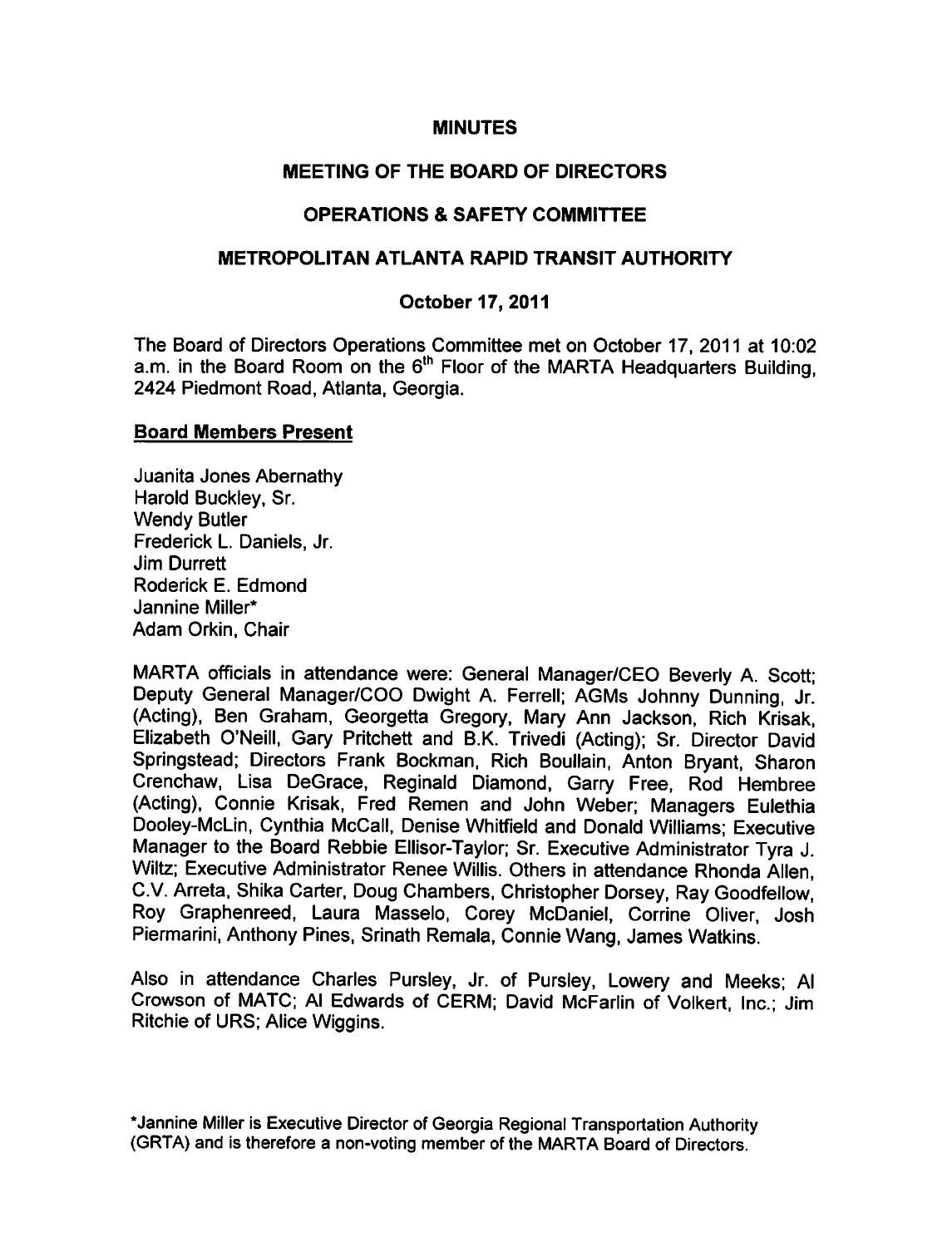# MINUTES

## MEETING OF THE BOARD OF DIRECTORS

## OPERATIONS & SAFETY COMMITTEE

## METROPOLITAN ATLANTA RAPID TRANSIT AUTHORITY

### October 17, 2011

The Board of Directors Operations Committee met on October 17, 2011 at 10:02 a.m. in the Board Room on the 6th Floor of the MARTA Headquarters Building, 2424 Piedmont Road, Atlanta, Georgia.

**Board Members Present**

Juanita Jones Abernathy
Harold Buckley, Sr.
Wendy Butler
Frederick L. Daniels, Jr.
Jim Durrett
Roderick E. Edmond
Jannine Miller*
Adam Orkin, Chair

MARTA officials in attendance were: General Manager/CEO Beverly A. Scott; Deputy General Manager/COO Dwight A. Ferrell; AGMs Johnny Dunning, Jr. (Acting), Ben Graham, Georgetta Gregory, Mary Ann Jackson, Rich Krisak, Elizabeth O'Neill, Gary Pritchett and B.K. Trivedi (Acting); Sr. Director David Springstead; Directors Frank Bockman, Rich Boullain, Anton Bryant, Sharon Crenchaw, Lisa DeGrace, Reginald Diamond, Garry Free, Rod Hembree (Acting), Connie Krisak, Fred Remen and John Weber; Managers Eulethia Dooley-McLin, Cynthia McCall, Denise Whitfield and Donald Williams; Executive Manager to the Board Rebbie Ellisor-Taylor; Sr. Executive Administrator Tyra J. Wiltz; Executive Administrator Renee Willis. Others in attendance Rhonda Allen, C.V. Arreta, Shika Carter, Doug Chambers, Christopher Dorsey, Ray Goodfellow, Roy Graphenreed, Laura Masselo, Corey McDaniel, Corrine Oliver, Josh Piermarini, Anthony Pines, Srinath Remala, Connie Wang, James Watkins.

Also in attendance Charles Pursley, Jr. of Pursley, Lowery and Meeks; Al Crowson of MATC; Al Edwards of CERM; David McFarlin of Volkert, Inc.; Jim Ritchie of URS; Alice Wiggins.

*Jannine Miller is Executive Director of Georgia Regional Transportation Authority (GRTA) and is therefore a non-voting member of the MARTA Board of Directors.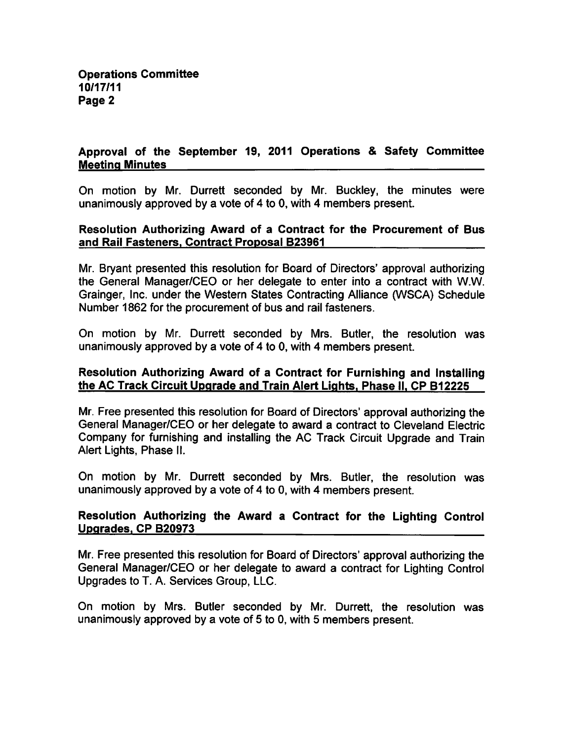## Approval of the September 19, 2011 Operations & Safety Committee Meeting Minutes

On motion by Mr. Durrett seconded by Mr. Buckley, the minutes were unanimously approved by a vote of 4 to 0, with 4 members present.

## Resolution Authorizing Award of a Contract for the Procurement of Bus and Rail Fasteners, Contract Proposal B23961

Mr. Bryant presented this resolution for Board of Directors' approval authorizing the General Manager/CEO or her delegate to enter into a contract with W.W. Grainger, Inc. under the Western States Contracting Alliance (WSCA) Schedule Number 1862 for the procurement of bus and rail fasteners.

On motion by Mr. Durrett seconded by Mrs. Butler, the resolution was unanimously approved by a vote of 4 to 0, with 4 members present.

## Resolution Authorizing Award of a Contract for Furnishing and Installing the AC Track Circuit Upgrade and Train Alert Lights, Phase II, CP B12225

Mr. Free presented this resolution for Board of Directors' approval authorizing the General Manager/CEO or her delegate to award a contract to Cleveland Electric Company for furnishing and installing the AC Track Circuit Upgrade and Train Alert Lights, Phase II.

On motion by Mr. Durrett seconded by Mrs. Butler, the resolution was unanimously approved by a vote of 4 to 0, with 4 members present.

## Resolution Authorizing the Award a Contract for the Lighting Control Upgrades, CP B20973

Mr. Free presented this resolution for Board of Directors' approval authorizing the General Manager/CEO or her delegate to award a contract for Lighting Control Upgrades to T. A. Services Group, LLC.

On motion by Mrs. Butler seconded by Mr. Durrett, the resolution was unanimously approved by a vote of 5 to 0, with 5 members present.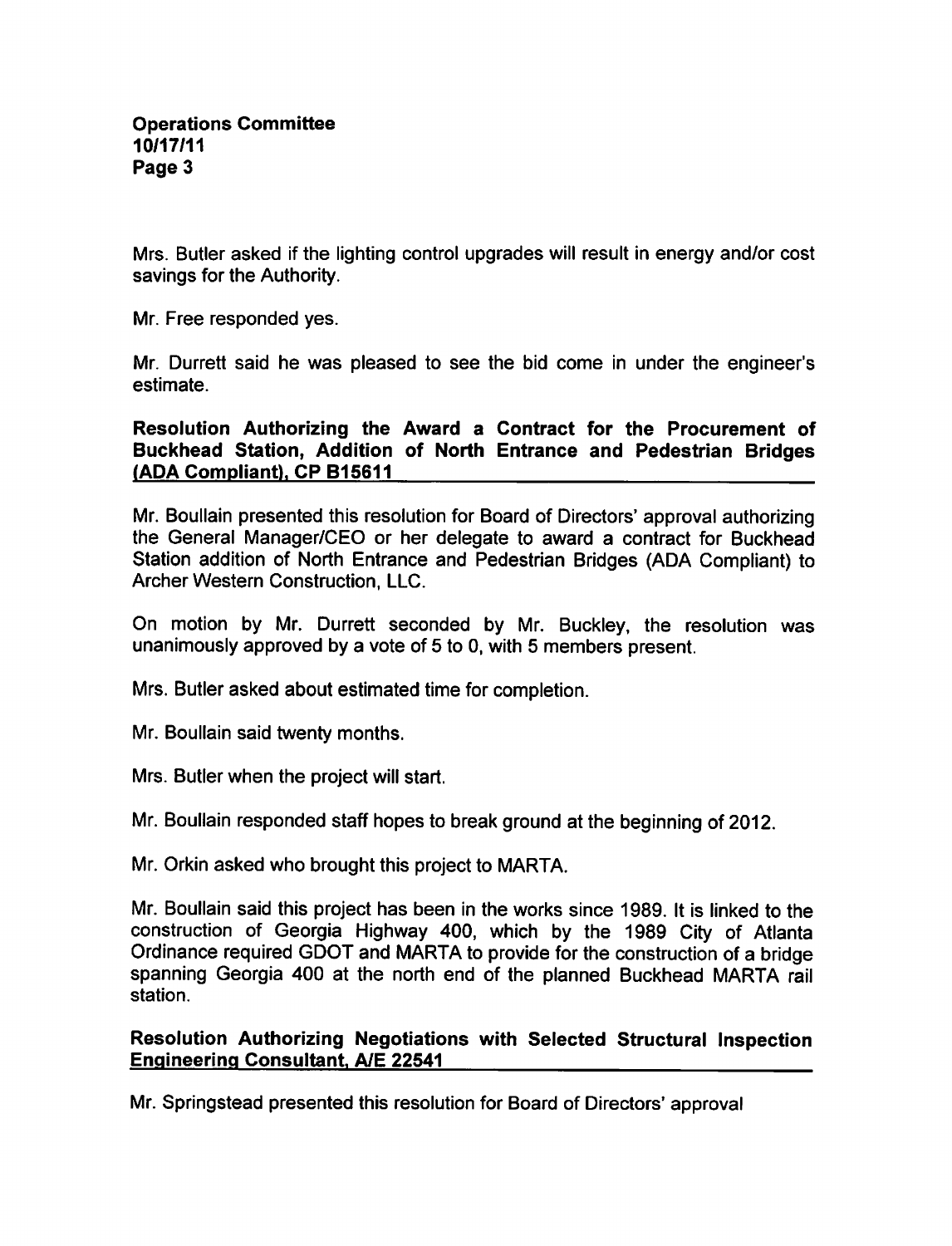Mrs. Butler asked if the lighting control upgrades will result in energy and/or cost savings for the Authority.

Mr. Free responded yes.

Mr. Durrett said he was pleased to see the bid come in under the engineer's estimate.

## Resolution Authorizing the Award a Contract for the Procurement of Buckhead Station, Addition of North Entrance and Pedestrian Bridges (ADA Compliant), CP B15611

Mr. Boullain presented this resolution for Board of Directors' approval authorizing the General Manager/CEO or her delegate to award a contract for Buckhead Station addition of North Entrance and Pedestrian Bridges (ADA Compliant) to Archer Western Construction, LLC.

On motion by Mr. Durrett seconded by Mr. Buckley, the resolution was unanimously approved by a vote of 5 to 0, with 5 members present.

Mrs. Butler asked about estimated time for completion.

Mr. Boullain said twenty months.

Mrs. Butler when the project will start.

Mr. Boullain responded staff hopes to break ground at the beginning of 2012.

Mr. Orkin asked who brought this project to MARTA.

Mr. Boullain said this project has been in the works since 1989. It is linked to the construction of Georgia Highway 400, which by the 1989 City of Atlanta Ordinance required GDOT and MARTA to provide for the construction of a bridge spanning Georgia 400 at the north end of the planned Buckhead MARTA rail station.

## Resolution Authorizing Negotiations with Selected Structural Inspection Engineering Consultant, A/E 22541

Mr. Springstead presented this resolution for Board of Directors' approval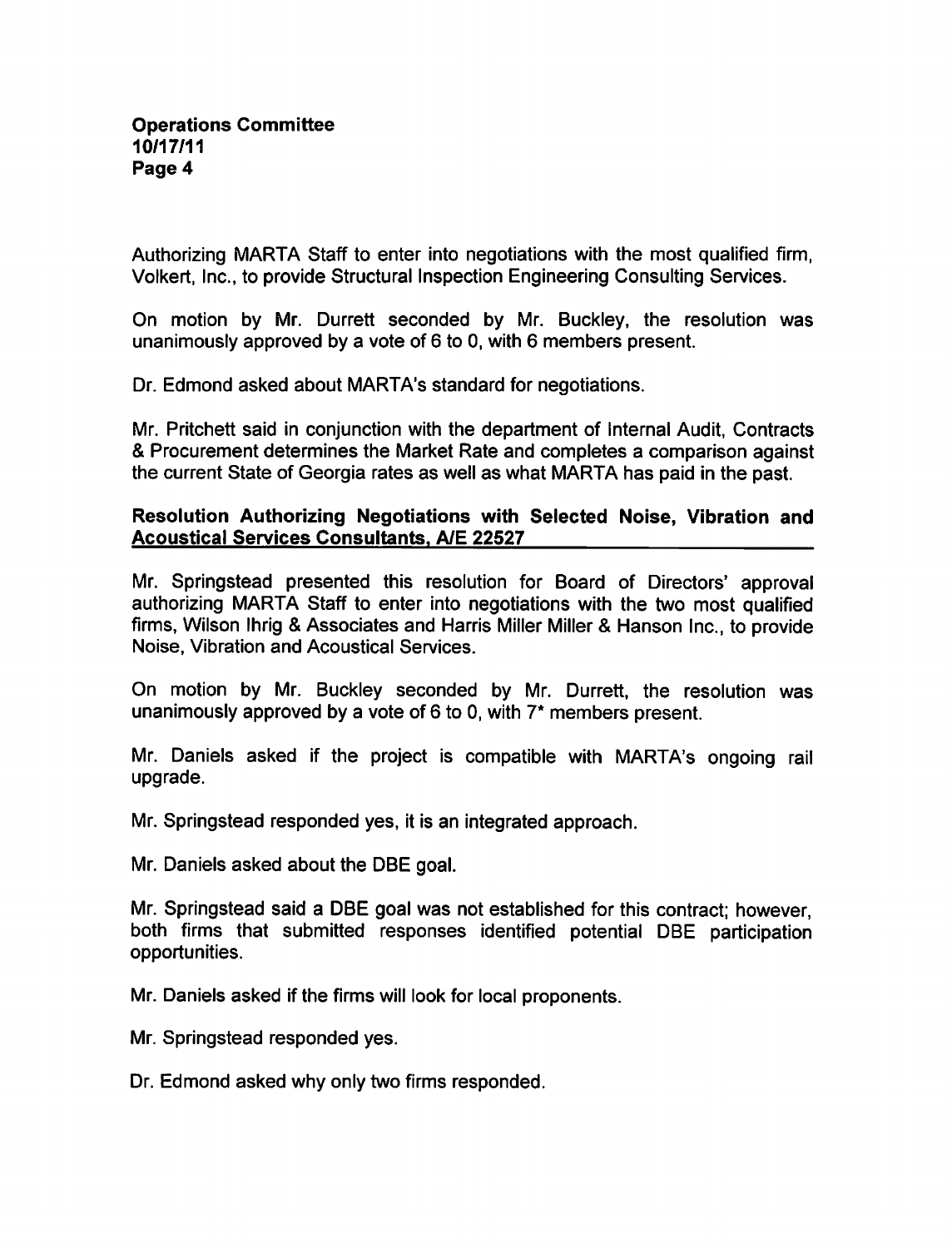Authorizing MARTA Staff to enter into negotiations with the most qualified firm, Volkert, Inc., to provide Structural Inspection Engineering Consulting Services.

On motion by Mr. Durrett seconded by Mr. Buckley, the resolution was unanimously approved by a vote of 6 to 0, with 6 members present.

Dr. Edmond asked about MARTA's standard for negotiations.

Mr. Pritchett said in conjunction with the department of Internal Audit, Contracts & Procurement determines the Market Rate and completes a comparison against the current State of Georgia rates as well as what MARTA has paid in the past.

**Resolution Authorizing Negotiations with Selected Noise, Vibration and Acoustical Services Consultants, A/E 22527**

Mr. Springstead presented this resolution for Board of Directors' approval authorizing MARTA Staff to enter into negotiations with the two most qualified firms, Wilson Ihrig & Associates and Harris Miller Miller & Hanson Inc., to provide Noise, Vibration and Acoustical Services.

On motion by Mr. Buckley seconded by Mr. Durrett, the resolution was unanimously approved by a vote of 6 to 0, with 7* members present.

Mr. Daniels asked if the project is compatible with MARTA's ongoing rail upgrade.

Mr. Springstead responded yes, it is an integrated approach.

Mr. Daniels asked about the DBE goal.

Mr. Springstead said a DBE goal was not established for this contract; however, both firms that submitted responses identified potential DBE participation opportunities.

Mr. Daniels asked if the firms will look for local proponents.

Mr. Springstead responded yes.

Dr. Edmond asked why only two firms responded.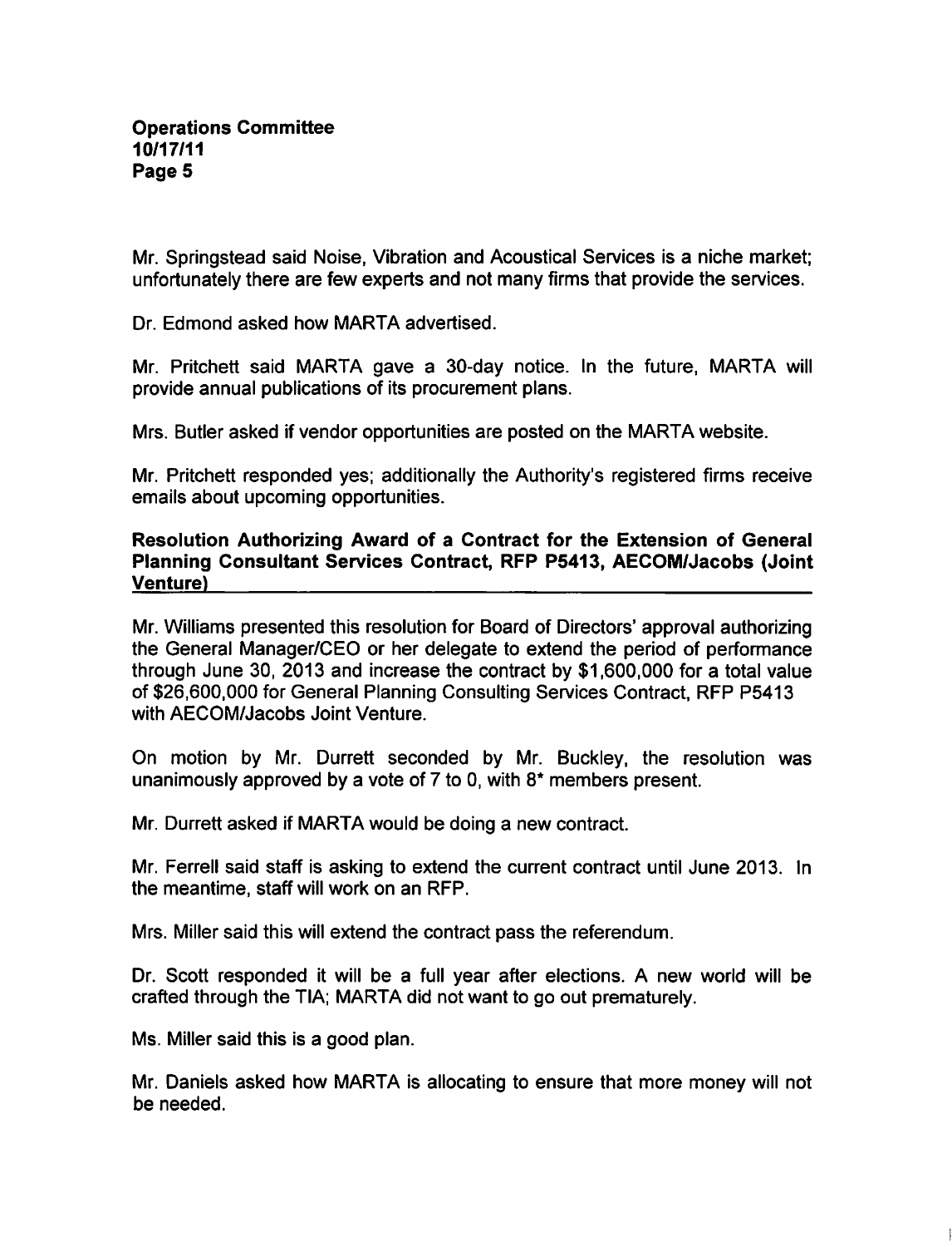Mr. Springstead said Noise, Vibration and Acoustical Services is a niche market; unfortunately there are few experts and not many firms that provide the services.

Dr. Edmond asked how MARTA advertised.

Mr. Pritchett said MARTA gave a 30-day notice. In the future, MARTA will provide annual publications of its procurement plans.

Mrs. Butler asked if vendor opportunities are posted on the MARTA website.

Mr. Pritchett responded yes; additionally the Authority's registered firms receive emails about upcoming opportunities.

**Resolution Authorizing Award of a Contract for the Extension of General Planning Consultant Services Contract, RFP P5413, AECOM/Jacobs (Joint Venture)**

Mr. Williams presented this resolution for Board of Directors' approval authorizing the General Manager/CEO or her delegate to extend the period of performance through June 30, 2013 and increase the contract by $1,600,000 for a total value of $26,600,000 for General Planning Consulting Services Contract, RFP P5413 with AECOM/Jacobs Joint Venture.

On motion by Mr. Durrett seconded by Mr. Buckley, the resolution was unanimously approved by a vote of 7 to 0, with 8* members present.

Mr. Durrett asked if MARTA would be doing a new contract.

Mr. Ferrell said staff is asking to extend the current contract until June 2013. In the meantime, staff will work on an RFP.

Mrs. Miller said this will extend the contract pass the referendum.

Dr. Scott responded it will be a full year after elections. A new world will be crafted through the TIA; MARTA did not want to go out prematurely.

Ms. Miller said this is a good plan.

Mr. Daniels asked how MARTA is allocating to ensure that more money will not be needed.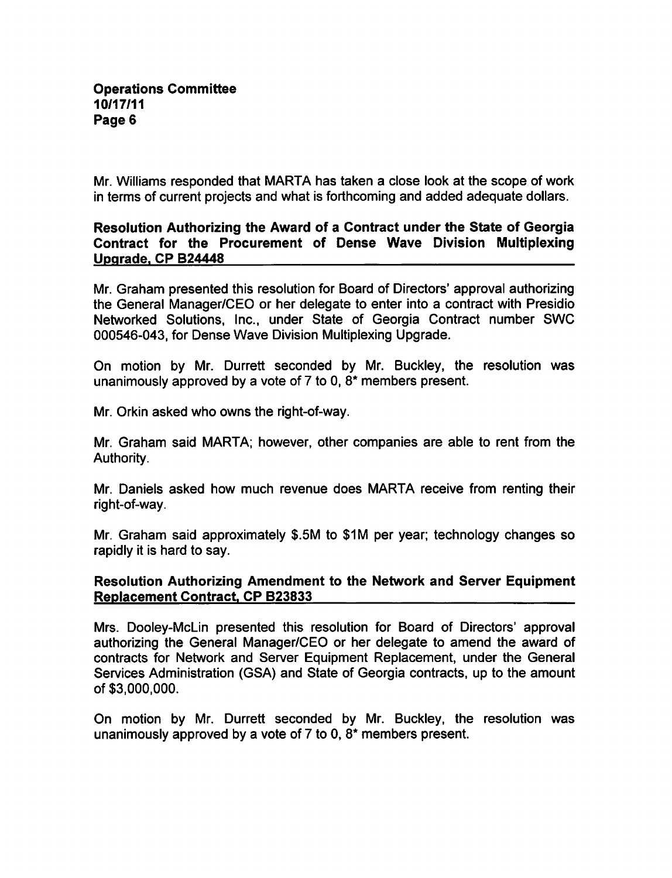Mr. Williams responded that MARTA has taken a close look at the scope of work in terms of current projects and what is forthcoming and added adequate dollars.

**Resolution Authorizing the Award of a Contract under the State of Georgia Contract for the Procurement of Dense Wave Division Multiplexing Upgrade, CP B24448**

Mr. Graham presented this resolution for Board of Directors' approval authorizing the General Manager/CEO or her delegate to enter into a contract with Presidio Networked Solutions, Inc., under State of Georgia Contract number SWC 000546-043, for Dense Wave Division Multiplexing Upgrade.

On motion by Mr. Durrett seconded by Mr. Buckley, the resolution was unanimously approved by a vote of 7 to 0, 8* members present.

Mr. Orkin asked who owns the right-of-way.

Mr. Graham said MARTA; however, other companies are able to rent from the Authority.

Mr. Daniels asked how much revenue does MARTA receive from renting their right-of-way.

Mr. Graham said approximately $.5M to $1M per year; technology changes so rapidly it is hard to say.

**Resolution Authorizing Amendment to the Network and Server Equipment Replacement Contract, CP B23833**

Mrs. Dooley-McLin presented this resolution for Board of Directors' approval authorizing the General Manager/CEO or her delegate to amend the award of contracts for Network and Server Equipment Replacement, under the General Services Administration (GSA) and State of Georgia contracts, up to the amount of $3,000,000.

On motion by Mr. Durrett seconded by Mr. Buckley, the resolution was unanimously approved by a vote of 7 to 0, 8* members present.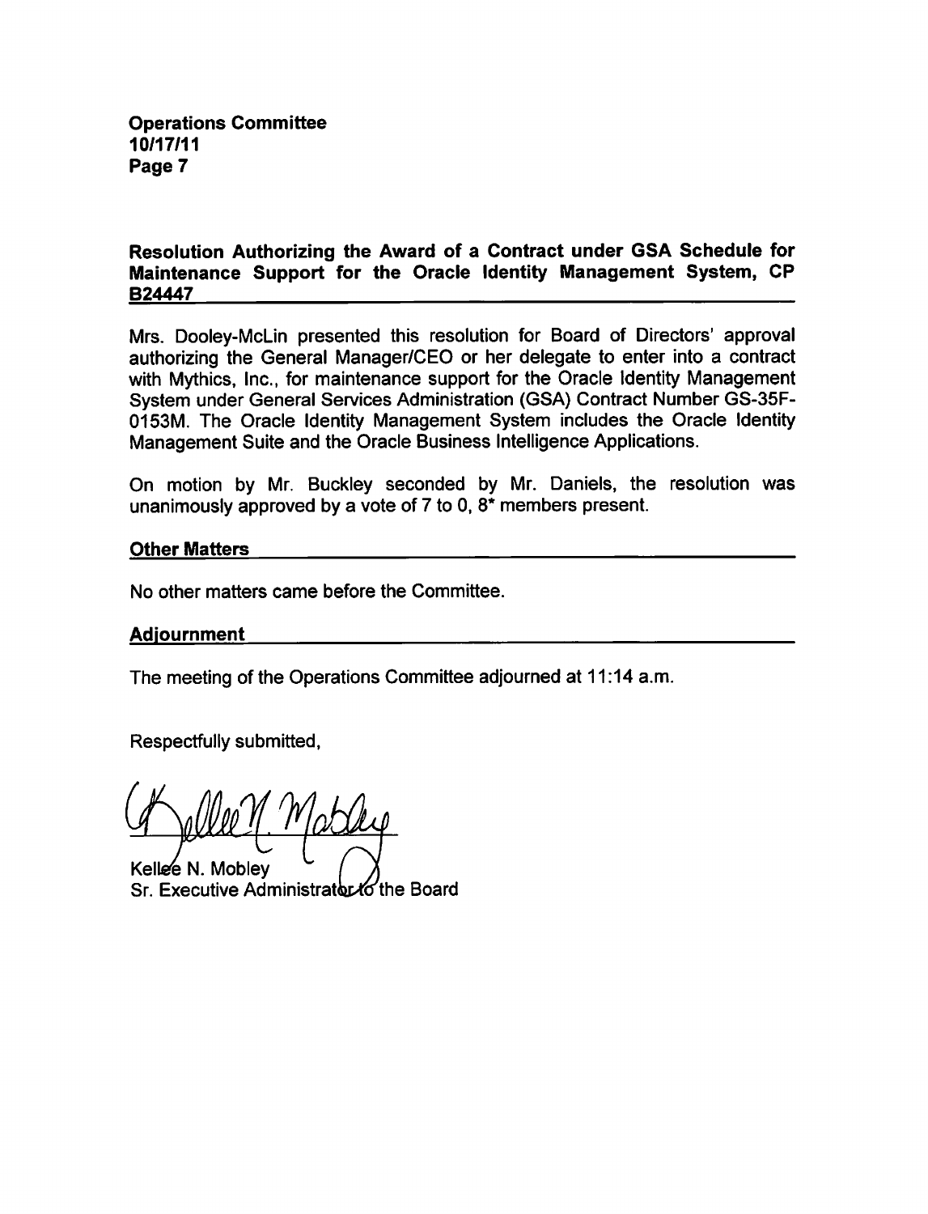### Resolution Authorizing the Award of a Contract under GSA Schedule for Maintenance Support for the Oracle Identity Management System, CP B24447

Mrs. Dooley-McLin presented this resolution for Board of Directors' approval authorizing the General Manager/CEO or her delegate to enter into a contract with Mythics, Inc., for maintenance support for the Oracle Identity Management System under General Services Administration (GSA) Contract Number GS-35F-0153M. The Oracle Identity Management System includes the Oracle Identity Management Suite and the Oracle Business Intelligence Applications.

On motion by Mr. Buckley seconded by Mr. Daniels, the resolution was unanimously approved by a vote of 7 to 0, 8* members present.

### Other Matters

No other matters came before the Committee.

### Adjournment

The meeting of the Operations Committee adjourned at 11:14 a.m.

Respectfully submitted,

Kellee N. Mobley
Sr. Executive Administrator to the Board